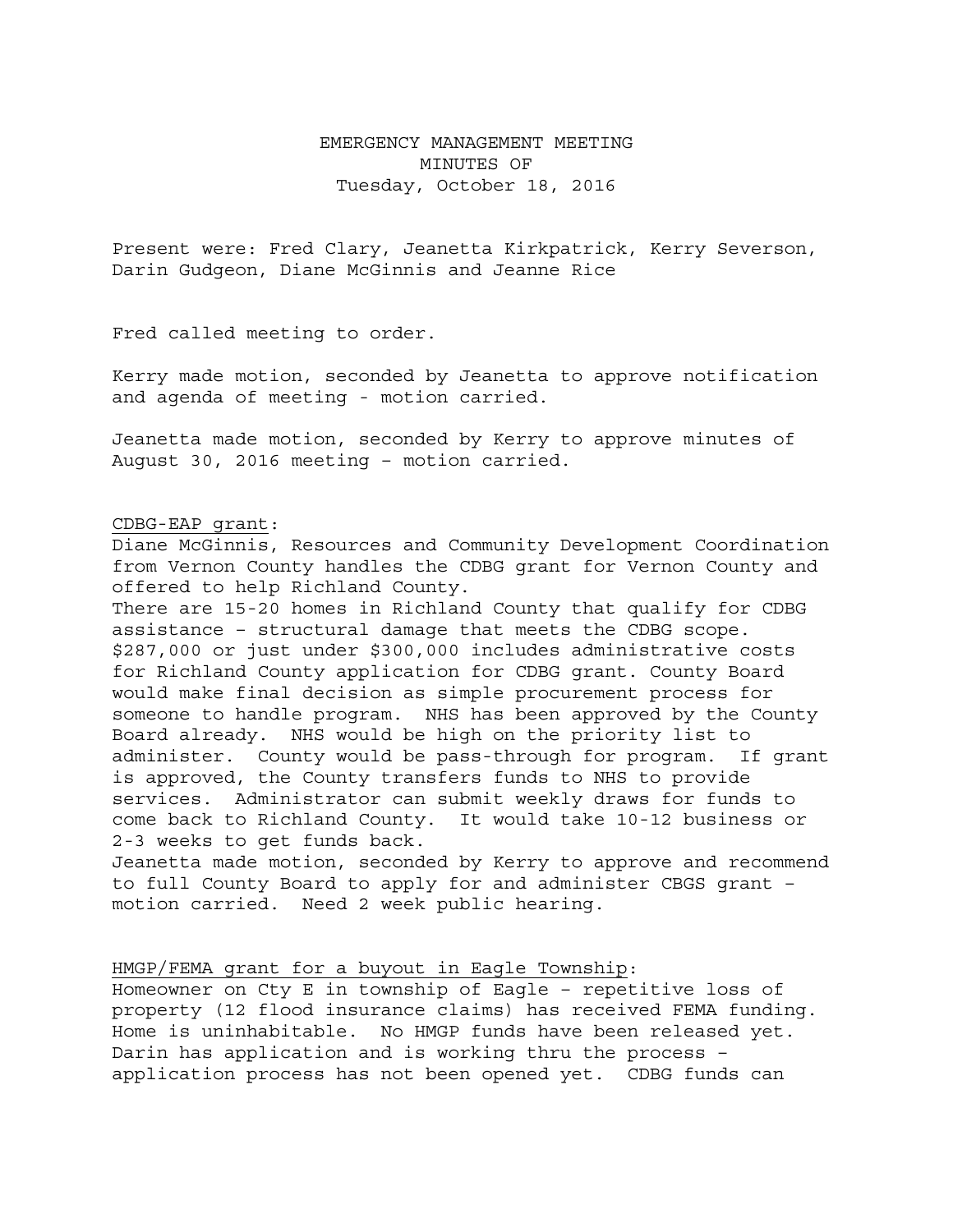EMERGENCY MANAGEMENT MEETING
MINUTES OF
Tuesday, October 18, 2016

Present were: Fred Clary, Jeanetta Kirkpatrick, Kerry Severson, Darin Gudgeon, Diane McGinnis and Jeanne Rice

Fred called meeting to order.

Kerry made motion, seconded by Jeanetta to approve notification and agenda of meeting - motion carried.

Jeanetta made motion, seconded by Kerry to approve minutes of August 30, 2016 meeting – motion carried.

<u>CDBG-EAP grant</u>:

Diane McGinnis, Resources and Community Development Coordination from Vernon County handles the CDBG grant for Vernon County and offered to help Richland County.

There are 15-20 homes in Richland County that qualify for CDBG assistance – structural damage that meets the CDBG scope. $287,000 or just under $300,000 includes administrative costs for Richland County application for CDBG grant. County Board would make final decision as simple procurement process for someone to handle program. NHS has been approved by the County Board already. NHS would be high on the priority list to administer. County would be pass-through for program. If grant is approved, the County transfers funds to NHS to provide services. Administrator can submit weekly draws for funds to come back to Richland County. It would take 10-12 business or 2-3 weeks to get funds back.

Jeanetta made motion, seconded by Kerry to approve and recommend to full County Board to apply for and administer CBGS grant – motion carried. Need 2 week public hearing.

<u>HMGP/FEMA grant for a buyout in Eagle Township</u>:

Homeowner on Cty E in township of Eagle – repetitive loss of property (12 flood insurance claims) has received FEMA funding. Home is uninhabitable. No HMGP funds have been released yet. Darin has application and is working thru the process – application process has not been opened yet. CDBG funds can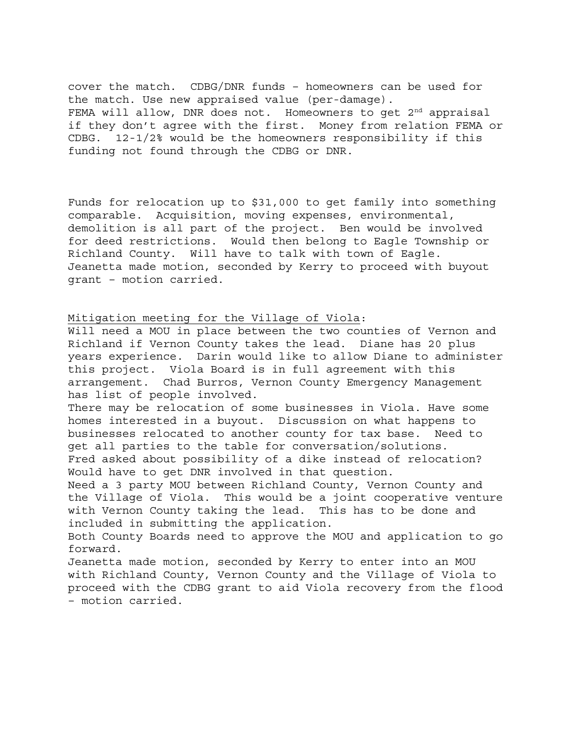cover the match. CDBG/DNR funds – homeowners can be used for the match. Use new appraised value (per-damage).
FEMA will allow, DNR does not. Homeowners to get 2nd appraisal if they don't agree with the first. Money from relation FEMA or CDBG. 12-1/2% would be the homeowners responsibility if this funding not found through the CDBG or DNR.

Funds for relocation up to $31,000 to get family into something comparable. Acquisition, moving expenses, environmental, demolition is all part of the project. Ben would be involved for deed restrictions. Would then belong to Eagle Township or Richland County. Will have to talk with town of Eagle.
Jeanetta made motion, seconded by Kerry to proceed with buyout grant – motion carried.

<u>Mitigation meeting for the Village of Viola</u>:
Will need a MOU in place between the two counties of Vernon and Richland if Vernon County takes the lead. Diane has 20 plus years experience. Darin would like to allow Diane to administer this project. Viola Board is in full agreement with this arrangement. Chad Burros, Vernon County Emergency Management has list of people involved.
There may be relocation of some businesses in Viola. Have some homes interested in a buyout. Discussion on what happens to businesses relocated to another county for tax base. Need to get all parties to the table for conversation/solutions.
Fred asked about possibility of a dike instead of relocation? Would have to get DNR involved in that question.
Need a 3 party MOU between Richland County, Vernon County and the Village of Viola. This would be a joint cooperative venture with Vernon County taking the lead. This has to be done and included in submitting the application.
Both County Boards need to approve the MOU and application to go forward.
Jeanetta made motion, seconded by Kerry to enter into an MOU with Richland County, Vernon County and the Village of Viola to proceed with the CDBG grant to aid Viola recovery from the flood – motion carried.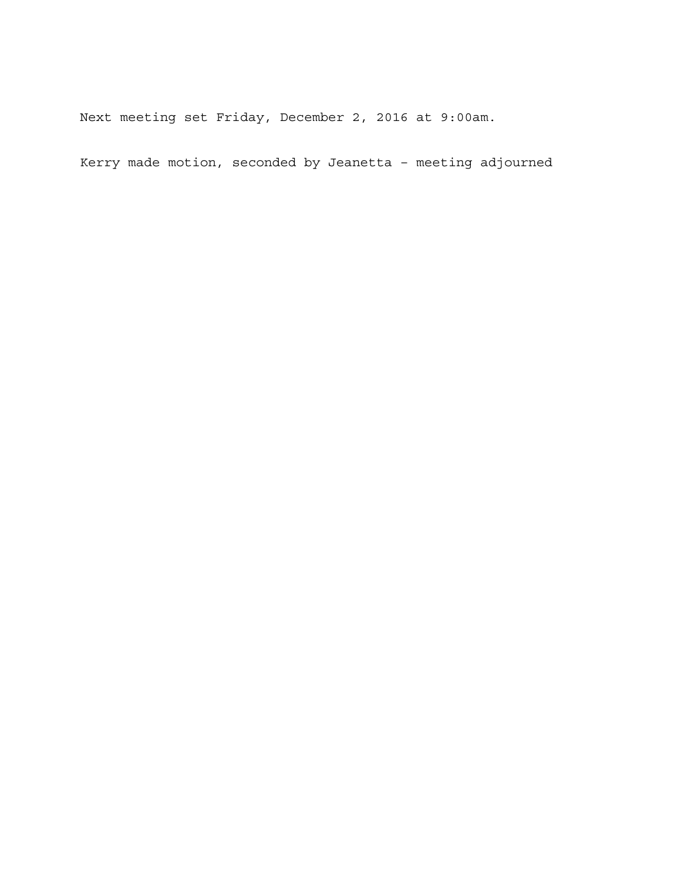Next meeting set Friday, December 2, 2016 at 9:00am.

Kerry made motion, seconded by Jeanetta – meeting adjourned